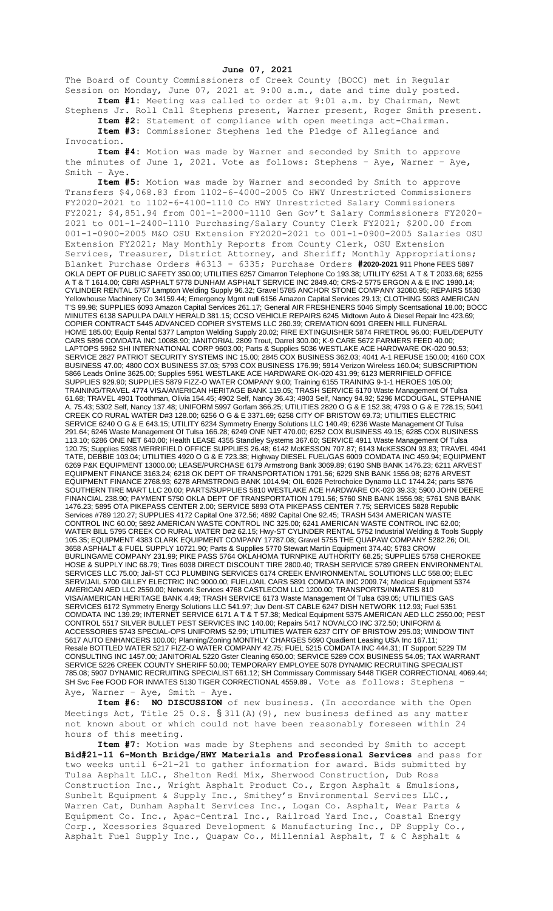**June 07, 2021**

The Board of County Commissioners of Creek County (BOCC) met in Regular Session on Monday, June 07, 2021 at 9:00 a.m., date and time duly posted.

**Item #1:** Meeting was called to order at 9:01 a.m. by Chairman, Newt Stephens Jr. Roll Call Stephens present, Warner present, Roger Smith present.

**Item #2:** Statement of compliance with open meetings act-Chairman.

**Item #3:** Commissioner Stephens led the Pledge of Allegiance and Invocation.

**Item #4:** Motion was made by Warner and seconded by Smith to approve the minutes of June 1, 2021. Vote as follows: Stephens – Aye, Warner – Aye, Smith – Aye.

**Item #5:** Motion was made by Warner and seconded by Smith to approve Transfers $4,068.83 from 1102-6-4000-2005 Co HWY Unrestricted Commissioners FY2020-2021 to 1102-6-4100-1110 Co HWY Unrestricted Salary Commissioners FY2021; $4,851.94 from 001-1-2000-1110 Gen Gov't Salary Commissioners FY2020-2021 to 001-1-2400-1110 Purchasing/Salary County Clerk FY2021; $200.00 from 001-1-0900-2005 M&O OSU Extension FY2020-2021 to 001-1-0900-2005 Salaries OSU Extension FY2021; May Monthly Reports from County Clerk, OSU Extension Services, Treasurer, District Attorney, and Sheriff; Monthly Appropriations; Blanket Purchase Orders #6313 - 6335; Purchase Orders **#2020-2021** 911 Phone FEES 5897 OKLA DEPT OF PUBLIC SAFETY 350.00; UTILITIES 6257 Cimarron Telephone Co 193.38; UTILITY 6251 A T & T 2033.68; 6255 A T & T 1614.00; CBRI ASPHALT 5778 DUNHAM ASPHALT SERVICE INC 2849.40; CRS-2 5775 ERGON A & E INC 1980.14; CYLINDER RENTAL 5757 Lampton Welding Supply 96.32; Gravel 5785 ANCHOR STONE COMPANY 32080.95; REPAIRS 5530 Yellowhouse Machinery Co 34159.44; Emergency Mgmt null 6156 Amazon Capital Services 29.13; CLOTHING 5983 AMERICAN T'S 99.98; SUPPLIES 6093 Amazon Capital Services 261.17; General AIR FRESHENERS 5046 Simply Scentsational 18.00; BOCC MINUTES 6138 SAPULPA DAILY HERALD 381.15; CCSO VEHICLE REPAIRS 6245 Midtown Auto & Diesel Repair Inc 423.69; COPIER CONTRACT 5445 ADVANCED COPIER SYSTEMS LLC 260.39; CREMATION 6091 GREEN HILL FUNERAL HOME 185.00; Equip Rental 5377 Lampton Welding Supply 20.02; FIRE EXTINGUISHER 5874 FIRETROL 96.00; FUEL/DEPUTY CARS 5896 COMDATA INC 10088.90; JANITORIAL 2809 Trout, Darrel 300.00; K-9 CARE 5672 FARMERS FEED 40.00; LAPTOPS 5962 SHI INTERNATIONAL CORP 9603.00; Parts & Supplies 5036 WESTLAKE ACE HARDWARE OK-020 90.53; SERVICE 2827 PATRIOT SECURITY SYSTEMS INC 15.00; 2845 COX BUSINESS 362.03; 4041 A-1 REFUSE 150.00; 4160 COX BUSINESS 47.00; 4800 COX BUSINESS 37.03; 5793 COX BUSINESS 176.99; 5914 Verizon Wireless 160.04; SUBSCRIPTION 5866 Leads Online 3625.00; Supplies 5951 WESTLAKE ACE HARDWARE OK-020 431.99; 6123 MERRIFIELD OFFICE SUPPLIES 929.90; SUPPLIES 5879 FIZZ-O WATER COMPANY 9.00; Training 6155 TRAINING 9-1-1 HEROES 105.00; TRAINING/TRAVEL 4774 VISA/AMERICAN HERITAGE BANK 119.05; TRASH SERVICE 6170 Waste Management Of Tulsa 61.68; TRAVEL 4901 Toothman, Olivia 154.45; 4902 Self, Nancy 36.43; 4903 Self, Nancy 94.92; 5296 MCDOUGAL, STEPHANIE A. 75.43; 5302 Self, Nancy 137.48; UNIFORM 5997 Gorfam 366.25; UTILITIES 2820 O G & E 152.38; 4793 O G & E 728.15; 5041 CREEK CO RURAL WATER D#3 128.00; 6256 O G & E 3371.69; 6258 CITY OF BRISTOW 69.73; UTILITIES ELECTRIC SERVICE 6240 O G & E 643.15; UTILITY 6234 Symmetry Energy Solutions LLC 140.49; 6236 Waste Management Of Tulsa 291.64; 6246 Waste Management Of Tulsa 166.28; 6249 ONE NET 470.00; 6252 COX BUSINESS 49.15; 6285 COX BUSINESS 113.10; 6286 ONE NET 640.00; Health LEASE 4355 Standley Systems 367.60; SERVICE 4911 Waste Management Of Tulsa 120.75; Supplies 5938 MERRIFIELD OFFICE SUPPLIES 26.48; 6142 McKESSON 707.87; 6143 McKESSON 93.83; TRAVEL 4941 TATE, DEBBIE 103.04; UTILITIES 4920 O G & E 723.38; Highway DIESEL FUEL/GAS 6009 COMDATA INC 459.94; EQUIPMENT 6269 P&K EQUIPMENT 13000.00; LEASE/PURCHASE 6179 Armstrong Bank 3069.89; 6190 SNB BANK 1476.23; 6211 ARVEST EQUIPMENT FINANCE 3163.24; 6218 OK DEPT OF TRANSPORTATION 1791.56; 6229 SNB BANK 1556.98; 6276 ARVEST EQUIPMENT FINANCE 2768.93; 6278 ARMSTRONG BANK 1014.94; OIL 6026 Petrochoice Dynamo LLC 1744.24; parts 5876 SOUTHERN TIRE MART LLC 20.00; PARTS/SUPPLIES 5810 WESTLAKE ACE HARDWARE OK-020 39.33; 5900 JOHN DEERE FINANCIAL 238.90; PAYMENT 5750 OKLA DEPT OF TRANSPORTATION 1791.56; 5760 SNB BANK 1556.98; 5761 SNB BANK 1476.23; 5895 OTA PIKEPASS CENTER 2.00; SERVICE 5893 OTA PIKEPASS CENTER 7.75; SERVICES 5828 Republic Services #789 120.27; SUPPLIES 4172 Capital One 372.56; 4892 Capital One 92.45; TRASH 5434 AMERICAN WASTE CONTROL INC 60.00; 5892 AMERICAN WASTE CONTROL INC 325.00; 6241 AMERICAN WASTE CONTROL INC 62.00; WATER BILL 5795 CREEK CO RURAL WATER D#2 62.15; Hwy-ST CYLINDER RENTAL 5752 Industrial Welding & Tools Supply 105.35; EQUIPMENT 4383 CLARK EQUIPMENT COMPANY 17787.08; Gravel 5755 THE QUAPAW COMPANY 5282.26; OIL 3658 ASPHALT & FUEL SUPPLY 10721.90; Parts & Supplies 5770 Stewart Martin Equipment 374.40; 5783 CROW BURLINGAME COMPANY 231.99; PIKE PASS 5764 OKLAHOMA TURNPIKE AUTHORITY 68.25; SUPPLIES 5758 CHEROKEE HOSE & SUPPLY INC 68.79; Tires 6038 DIRECT DISCOUNT TIRE 2800.40; TRASH SERVICE 5789 GREEN ENVIRONMENTAL SERVICES LLC 75.00; Jail-ST CCJ PLUMBING SERVICES 6174 CREEK ENVIRONMENTAL SOLUTIONS LLC 558.00; ELEC SERV/JAIL 5700 GILLEY ELECTRIC INC 9000.00; FUEL/JAIL CARS 5891 COMDATA INC 2009.74; Medical Equipment 5374 AMERICAN AED LLC 2550.00; Network Services 4768 CASTLECOM LLC 1200.00; TRANSPORTS/INMATES 810 VISA/AMERICAN HERITAGE BANK 4.49; TRASH SERVICE 6173 Waste Management Of Tulsa 639.05; UTILITIES GAS SERVICES 6172 Symmetry Energy Solutions LLC 541.97; Juv Dent-ST CABLE 6247 DISH NETWORK 112.93; Fuel 5351 COMDATA INC 139.29; INTERNET SERVICE 6171 A T & T 57.38; Medical Equipment 5375 AMERICAN AED LLC 2550.00; PEST CONTROL 5517 SILVER BULLET PEST SERVICES INC 140.00; Repairs 5417 NOVALCO INC 372.50; UNIFORM & ACCESSORIES 5743 SPECIAL-OPS UNIFORMS 52.99; UTILITIES WATER 6237 CITY OF BRISTOW 295.03; WINDOW TINT 5617 AUTO ENHANCERS 100.00; Planning/Zoning MONTHLY CHARGES 5690 Quadient Leasing USA Inc 167.11; Resale BOTTLED WATER 5217 FIZZ-O WATER COMPANY 42.75; FUEL 5215 COMDATA INC 444.31; IT Support 5229 TM CONSULTING INC 1457.00; JANITORIAL 5220 Gster Cleaning 650.00; SERVICE 5289 COX BUSINESS 54.05; TAX WARRANT SERVICE 5226 CREEK COUNTY SHERIFF 50.00; TEMPORARY EMPLOYEE 5078 DYNAMIC RECRUITING SPECIALIST 785.08; 5907 DYNAMIC RECRUITING SPECIALIST 661.12; SH Commissary Commissary 5448 TIGER CORRECTIONAL 4069.44; SH Svc Fee FOOD FOR INMATES 5130 TIGER CORRECTIONAL 4559.89. Vote as follows: Stephens – Aye, Warner – Aye, Smith – Aye.

**Item #6:** **NO DISCUSSION** of new business. (In accordance with the Open Meetings Act, Title 25 O.S. § 311(A)(9), new business defined as any matter not known about or which could not have been reasonably foreseen within 24 hours of this meeting.

**Item #7:** Motion was made by Stephens and seconded by Smith to accept **Bid#21-11 6-Month Bridge/HWY Materials and Professional Services** and pass for two weeks until 6-21-21 to gather information for award. Bids submitted by Tulsa Asphalt LLC., Shelton Redi Mix, Sherwood Construction, Dub Ross Construction Inc., Wright Asphalt Product Co., Ergon Asphalt & Emulsions, Sunbelt Equipment & Supply Inc., Smithey's Environmental Services LLC., Warren Cat, Dunham Asphalt Services Inc., Logan Co. Asphalt, Wear Parts & Equipment Co. Inc., Apac-Central Inc., Railroad Yard Inc., Coastal Energy Corp., Xcessories Squared Development & Manufacturing Inc., DP Supply Co., Asphalt Fuel Supply Inc., Quapaw Co., Millennial Asphalt, T & C Asphalt &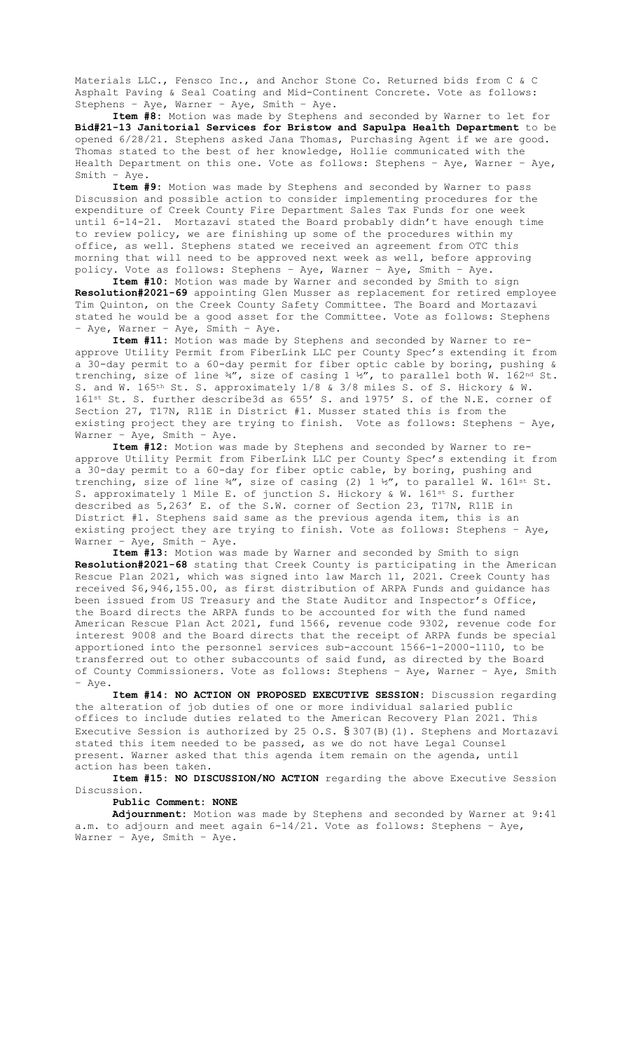Materials LLC., Fensco Inc., and Anchor Stone Co. Returned bids from C & C Asphalt Paving & Seal Coating and Mid-Continent Concrete. Vote as follows: Stephens – Aye, Warner – Aye, Smith – Aye.

**Item #8:** Motion was made by Stephens and seconded by Warner to let for **Bid#21-13 Janitorial Services for Bristow and Sapulpa Health Department** to be opened 6/28/21. Stephens asked Jana Thomas, Purchasing Agent if we are good. Thomas stated to the best of her knowledge, Hollie communicated with the Health Department on this one. Vote as follows: Stephens – Aye, Warner – Aye, Smith – Aye.

**Item #9:** Motion was made by Stephens and seconded by Warner to pass Discussion and possible action to consider implementing procedures for the expenditure of Creek County Fire Department Sales Tax Funds for one week until 6-14-21. Mortazavi stated the Board probably didn't have enough time to review policy, we are finishing up some of the procedures within my office, as well. Stephens stated we received an agreement from OTC this morning that will need to be approved next week as well, before approving policy. Vote as follows: Stephens – Aye, Warner – Aye, Smith – Aye.

**Item #10:** Motion was made by Warner and seconded by Smith to sign **Resolution#2021-69** appointing Glen Musser as replacement for retired employee Tim Quinton, on the Creek County Safety Committee. The Board and Mortazavi stated he would be a good asset for the Committee. Vote as follows: Stephens – Aye, Warner – Aye, Smith – Aye.

**Item #11:** Motion was made by Stephens and seconded by Warner to re-approve Utility Permit from FiberLink LLC per County Spec's extending it from a 30-day permit to a 60-day permit for fiber optic cable by boring, pushing & trenching, size of line ¾", size of casing 1 ½", to parallel both W. 162nd St. S. and W. 165th St. S. approximately 1/8 & 3/8 miles S. of S. Hickory & W. 161st St. S. further describe3d as 655' S. and 1975' S. of the N.E. corner of Section 27, T17N, R11E in District #1. Musser stated this is from the existing project they are trying to finish. Vote as follows: Stephens – Aye, Warner – Aye, Smith – Aye.

**Item #12:** Motion was made by Stephens and seconded by Warner to re-approve Utility Permit from FiberLink LLC per County Spec's extending it from a 30-day permit to a 60-day for fiber optic cable, by boring, pushing and trenching, size of line ¾", size of casing (2) 1 ½", to parallel W. 161st St. S. approximately 1 Mile E. of junction S. Hickory & W. 161st S. further described as 5,263' E. of the S.W. corner of Section 23, T17N, R11E in District #1. Stephens said same as the previous agenda item, this is an existing project they are trying to finish. Vote as follows: Stephens – Aye, Warner – Aye, Smith – Aye.

**Item #13:** Motion was made by Warner and seconded by Smith to sign **Resolution#2021-68** stating that Creek County is participating in the American Rescue Plan 2021, which was signed into law March 11, 2021. Creek County has received $6,946,155.00, as first distribution of ARPA Funds and guidance has been issued from US Treasury and the State Auditor and Inspector's Office, the Board directs the ARPA funds to be accounted for with the fund named American Rescue Plan Act 2021, fund 1566, revenue code 9302, revenue code for interest 9008 and the Board directs that the receipt of ARPA funds be special apportioned into the personnel services sub-account 1566-1-2000-1110, to be transferred out to other subaccounts of said fund, as directed by the Board of County Commissioners. Vote as follows: Stephens – Aye, Warner – Aye, Smith – Aye.

**Item #14: NO ACTION ON PROPOSED EXECUTIVE SESSION:** Discussion regarding the alteration of job duties of one or more individual salaried public offices to include duties related to the American Recovery Plan 2021. This Executive Session is authorized by 25 O.S. § 307(B)(1). Stephens and Mortazavi stated this item needed to be passed, as we do not have Legal Counsel present. Warner asked that this agenda item remain on the agenda, until action has been taken.

**Item #15: NO DISCUSSION/NO ACTION** regarding the above Executive Session Discussion.

**Public Comment: NONE**

**Adjournment:** Motion was made by Stephens and seconded by Warner at 9:41 a.m. to adjourn and meet again 6-14/21. Vote as follows: Stephens – Aye, Warner – Aye, Smith – Aye.